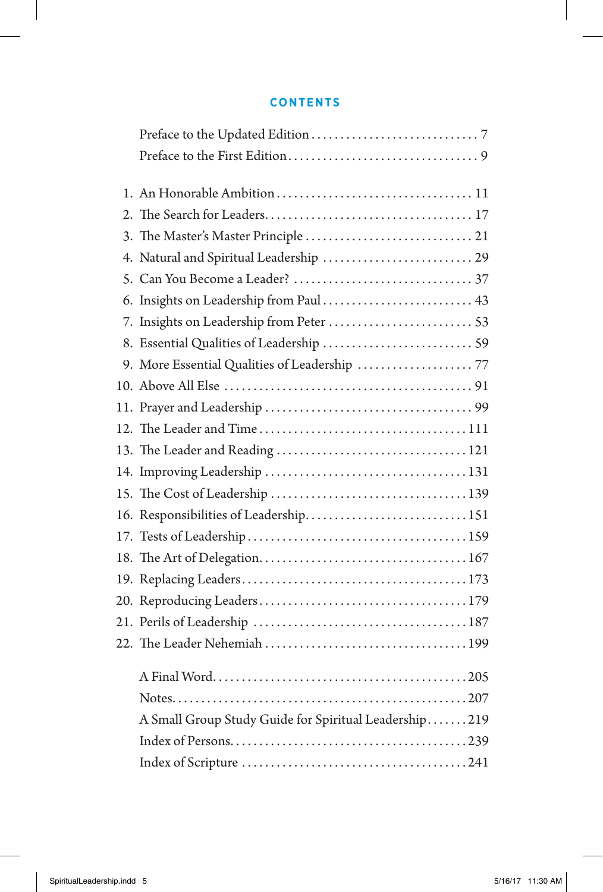# CONTENTS

Preface to the Updated Edition . . . . . . . . . . . . . . . . . . . . . . . . . . . . . 7
Preface to the First Edition . . . . . . . . . . . . . . . . . . . . . . . . . . . . . . . . 9

1. An Honorable Ambition . . . . . . . . . . . . . . . . . . . . . . . . . . . . . . . . . 11
2. The Search for Leaders . . . . . . . . . . . . . . . . . . . . . . . . . . . . . . . . . . 17
3. The Master's Master Principle . . . . . . . . . . . . . . . . . . . . . . . . . . . . 21
4. Natural and Spiritual Leadership . . . . . . . . . . . . . . . . . . . . . . . . . . 29
5. Can You Become a Leader? . . . . . . . . . . . . . . . . . . . . . . . . . . . . . . 37
6. Insights on Leadership from Paul . . . . . . . . . . . . . . . . . . . . . . . . . . 43
7. Insights on Leadership from Peter . . . . . . . . . . . . . . . . . . . . . . . . . 53
8. Essential Qualities of Leadership . . . . . . . . . . . . . . . . . . . . . . . . . . 59
9. More Essential Qualities of Leadership . . . . . . . . . . . . . . . . . . . . 77
10. Above All Else . . . . . . . . . . . . . . . . . . . . . . . . . . . . . . . . . . . . . . . . . 91
11. Prayer and Leadership . . . . . . . . . . . . . . . . . . . . . . . . . . . . . . . . . . 99
12. The Leader and Time . . . . . . . . . . . . . . . . . . . . . . . . . . . . . . . . . . . 111
13. The Leader and Reading . . . . . . . . . . . . . . . . . . . . . . . . . . . . . . . . 121
14. Improving Leadership . . . . . . . . . . . . . . . . . . . . . . . . . . . . . . . . . . 131
15. The Cost of Leadership . . . . . . . . . . . . . . . . . . . . . . . . . . . . . . . . . 139
16. Responsibilities of Leadership . . . . . . . . . . . . . . . . . . . . . . . . . . . 151
17. Tests of Leadership . . . . . . . . . . . . . . . . . . . . . . . . . . . . . . . . . . . . 159
18. The Art of Delegation . . . . . . . . . . . . . . . . . . . . . . . . . . . . . . . . . . 167
19. Replacing Leaders . . . . . . . . . . . . . . . . . . . . . . . . . . . . . . . . . . . . . 173
20. Reproducing Leaders . . . . . . . . . . . . . . . . . . . . . . . . . . . . . . . . . . 179
21. Perils of Leadership . . . . . . . . . . . . . . . . . . . . . . . . . . . . . . . . . . . 187
22. The Leader Nehemiah . . . . . . . . . . . . . . . . . . . . . . . . . . . . . . . . . . 199

A Final Word . . . . . . . . . . . . . . . . . . . . . . . . . . . . . . . . . . . . . . . . . . . 205
Notes . . . . . . . . . . . . . . . . . . . . . . . . . . . . . . . . . . . . . . . . . . . . . . . . . 207
A Small Group Study Guide for Spiritual Leadership . . . . . . . 219
Index of Persons . . . . . . . . . . . . . . . . . . . . . . . . . . . . . . . . . . . . . . . . 239
Index of Scripture . . . . . . . . . . . . . . . . . . . . . . . . . . . . . . . . . . . . . . 241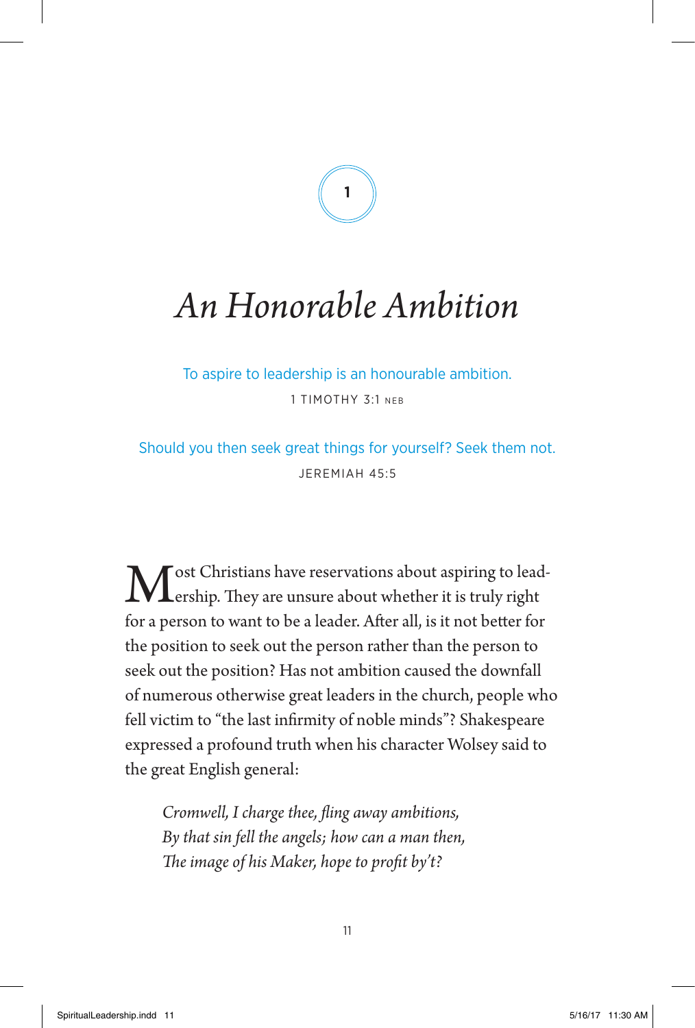1

# *An Honorable Ambition*

To aspire to leadership is an honourable ambition.

1 TIMOTHY 3:1 NEB

Should you then seek great things for yourself? Seek them not.

JEREMIAH 45:5

Most Christians have reservations about aspiring to leadership. They are unsure about whether it is truly right for a person to want to be a leader. After all, is it not better for the position to seek out the person rather than the person to seek out the position? Has not ambition caused the downfall of numerous otherwise great leaders in the church, people who fell victim to "the last infirmity of noble minds"? Shakespeare expressed a profound truth when his character Wolsey said to the great English general:

> *Cromwell, I charge thee, fling away ambitions,*
> *By that sin fell the angels; how can a man then,*
> *The image of his Maker, hope to profit by't?*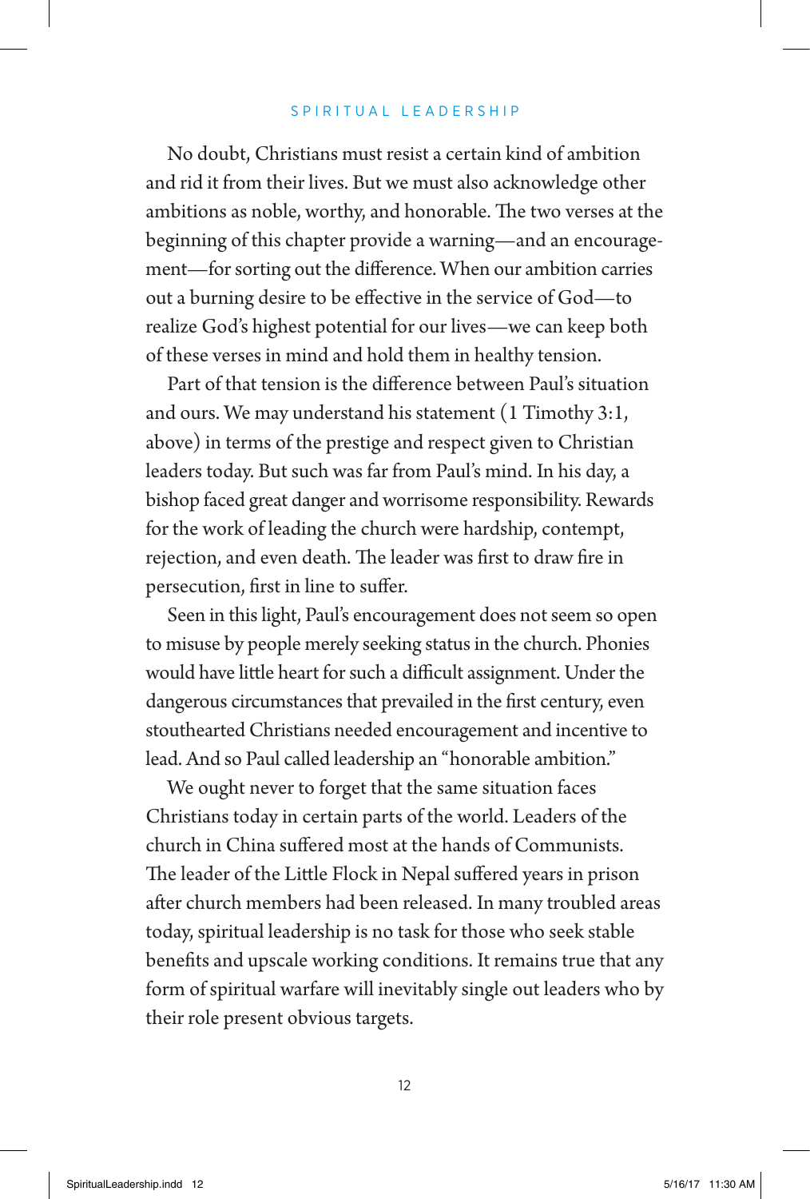No doubt, Christians must resist a certain kind of ambition and rid it from their lives. But we must also acknowledge other ambitions as noble, worthy, and honorable. The two verses at the beginning of this chapter provide a warning—and an encouragement—for sorting out the difference. When our ambition carries out a burning desire to be effective in the service of God—to realize God's highest potential for our lives—we can keep both of these verses in mind and hold them in healthy tension.

Part of that tension is the difference between Paul's situation and ours. We may understand his statement (1 Timothy 3:1, above) in terms of the prestige and respect given to Christian leaders today. But such was far from Paul's mind. In his day, a bishop faced great danger and worrisome responsibility. Rewards for the work of leading the church were hardship, contempt, rejection, and even death. The leader was first to draw fire in persecution, first in line to suffer.

Seen in this light, Paul's encouragement does not seem so open to misuse by people merely seeking status in the church. Phonies would have little heart for such a difficult assignment. Under the dangerous circumstances that prevailed in the first century, even stouthearted Christians needed encouragement and incentive to lead. And so Paul called leadership an "honorable ambition."

We ought never to forget that the same situation faces Christians today in certain parts of the world. Leaders of the church in China suffered most at the hands of Communists. The leader of the Little Flock in Nepal suffered years in prison after church members had been released. In many troubled areas today, spiritual leadership is no task for those who seek stable benefits and upscale working conditions. It remains true that any form of spiritual warfare will inevitably single out leaders who by their role present obvious targets.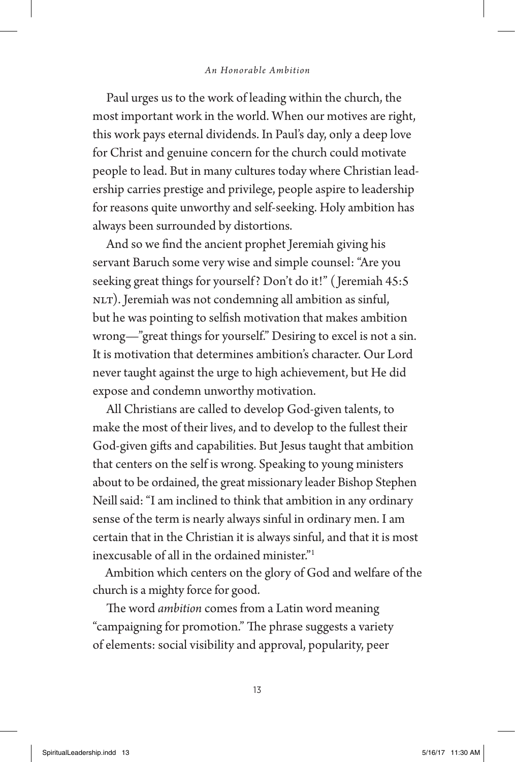Paul urges us to the work of leading within the church, the most important work in the world. When our motives are right, this work pays eternal dividends. In Paul's day, only a deep love for Christ and genuine concern for the church could motivate people to lead. But in many cultures today where Christian leadership carries prestige and privilege, people aspire to leadership for reasons quite unworthy and self-seeking. Holy ambition has always been surrounded by distortions.

And so we find the ancient prophet Jeremiah giving his servant Baruch some very wise and simple counsel: "Are you seeking great things for yourself? Don't do it!" (Jeremiah 45:5 NLT). Jeremiah was not condemning all ambition as sinful, but he was pointing to selfish motivation that makes ambition wrong—"great things for yourself." Desiring to excel is not a sin. It is motivation that determines ambition's character. Our Lord never taught against the urge to high achievement, but He did expose and condemn unworthy motivation.

All Christians are called to develop God-given talents, to make the most of their lives, and to develop to the fullest their God-given gifts and capabilities. But Jesus taught that ambition that centers on the self is wrong. Speaking to young ministers about to be ordained, the great missionary leader Bishop Stephen Neill said: "I am inclined to think that ambition in any ordinary sense of the term is nearly always sinful in ordinary men. I am certain that in the Christian it is always sinful, and that it is most inexcusable of all in the ordained minister."[1]

Ambition which centers on the glory of God and welfare of the church is a mighty force for good.

The word *ambition* comes from a Latin word meaning "campaigning for promotion." The phrase suggests a variety of elements: social visibility and approval, popularity, peer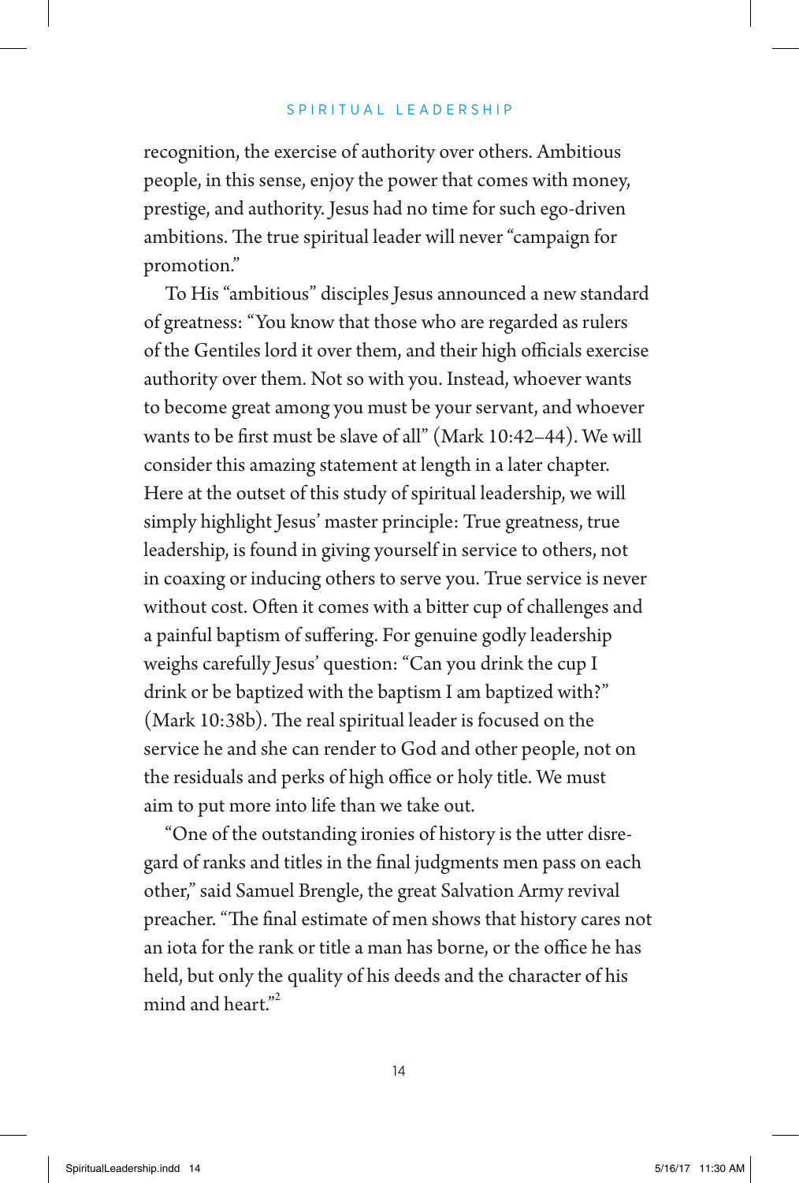recognition, the exercise of authority over others. Ambitious people, in this sense, enjoy the power that comes with money, prestige, and authority. Jesus had no time for such ego-driven ambitions. The true spiritual leader will never "campaign for promotion."

To His "ambitious" disciples Jesus announced a new standard of greatness: "You know that those who are regarded as rulers of the Gentiles lord it over them, and their high officials exercise authority over them. Not so with you. Instead, whoever wants to become great among you must be your servant, and whoever wants to be first must be slave of all" (Mark 10:42–44). We will consider this amazing statement at length in a later chapter. Here at the outset of this study of spiritual leadership, we will simply highlight Jesus' master principle: True greatness, true leadership, is found in giving yourself in service to others, not in coaxing or inducing others to serve you. True service is never without cost. Often it comes with a bitter cup of challenges and a painful baptism of suffering. For genuine godly leadership weighs carefully Jesus' question: "Can you drink the cup I drink or be baptized with the baptism I am baptized with?" (Mark 10:38b). The real spiritual leader is focused on the service he and she can render to God and other people, not on the residuals and perks of high office or holy title. We must aim to put more into life than we take out.

"One of the outstanding ironies of history is the utter disregard of ranks and titles in the final judgments men pass on each other," said Samuel Brengle, the great Salvation Army revival preacher. "The final estimate of men shows that history cares not an iota for the rank or title a man has borne, or the office he has held, but only the quality of his deeds and the character of his mind and heart."[2]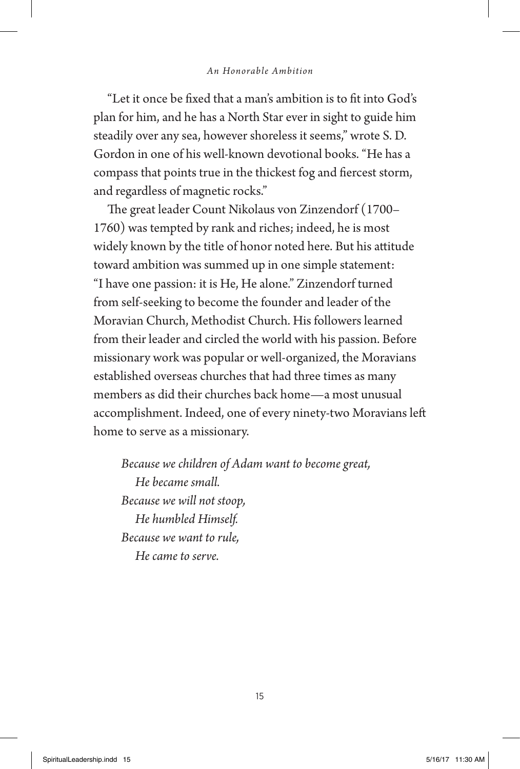"Let it once be fixed that a man's ambition is to fit into God's plan for him, and he has a North Star ever in sight to guide him steadily over any sea, however shoreless it seems," wrote S. D. Gordon in one of his well-known devotional books. "He has a compass that points true in the thickest fog and fiercest storm, and regardless of magnetic rocks."

The great leader Count Nikolaus von Zinzendorf (1700–1760) was tempted by rank and riches; indeed, he is most widely known by the title of honor noted here. But his attitude toward ambition was summed up in one simple statement: "I have one passion: it is He, He alone." Zinzendorf turned from self-seeking to become the founder and leader of the Moravian Church, Methodist Church. His followers learned from their leader and circled the world with his passion. Before missionary work was popular or well-organized, the Moravians established overseas churches that had three times as many members as did their churches back home—a most unusual accomplishment. Indeed, one of every ninety-two Moravians left home to serve as a missionary.

*Because we children of Adam want to become great,*
*He became small.*
*Because we will not stoop,*
*He humbled Himself.*
*Because we want to rule,*
*He came to serve.*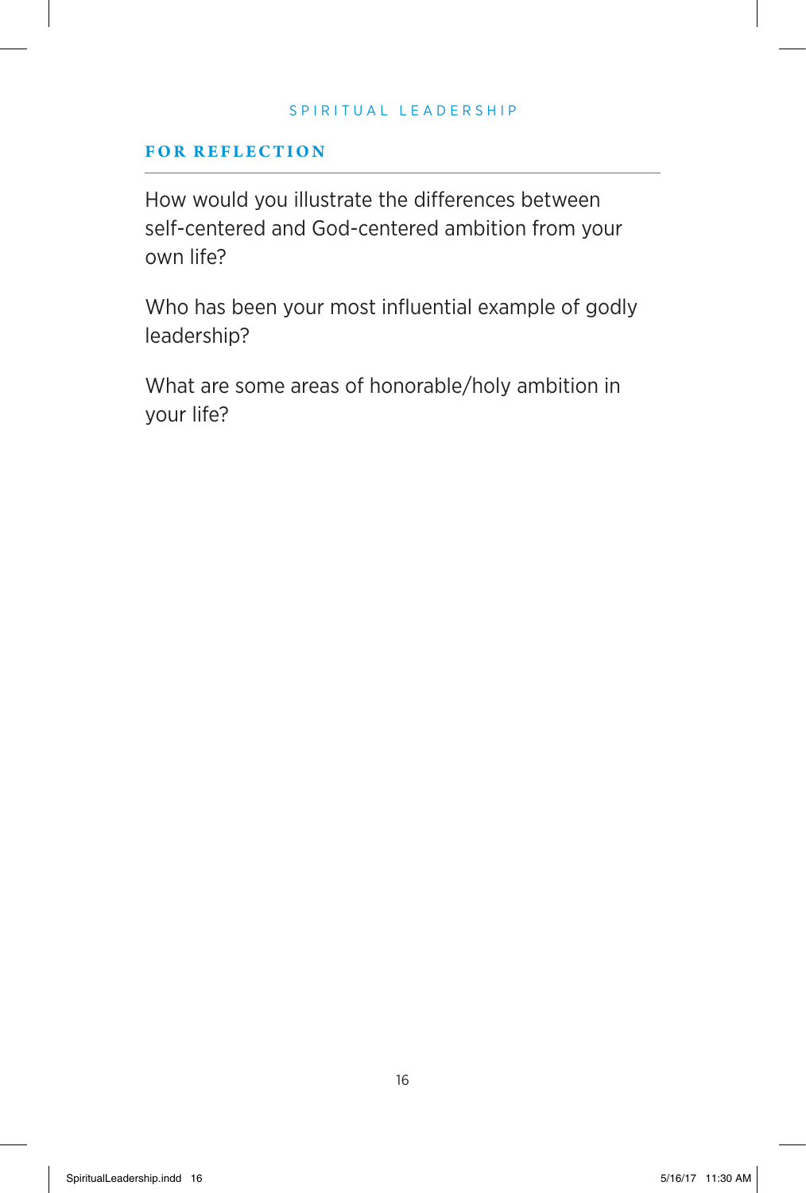## FOR REFLECTION

How would you illustrate the differences between self-centered and God-centered ambition from your own life?

Who has been your most influential example of godly leadership?

What are some areas of honorable/holy ambition in your life?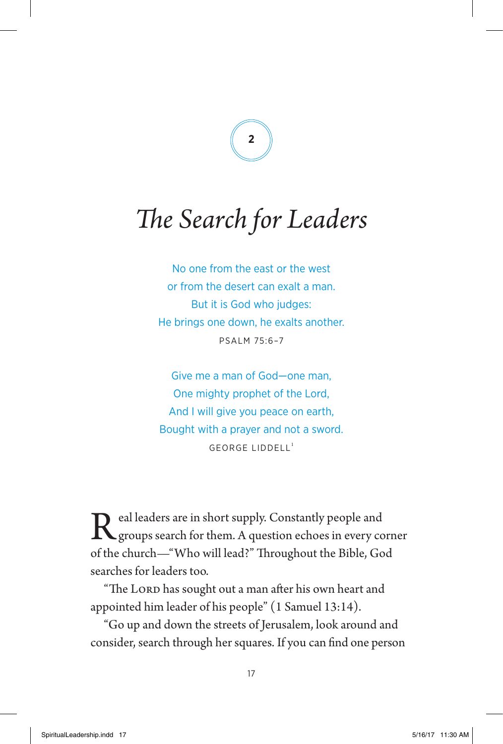# 2

# *The Search for Leaders*

> No one from the east or the west
> or from the desert can exalt a man.
> But it is God who judges:
> He brings one down, he exalts another.
>
> PSALM 75:6–7

> Give me a man of God—one man,
> One mighty prophet of the Lord,
> And I will give you peace on earth,
> Bought with a prayer and not a sword.
>
> GEORGE LIDDELL[1]

Real leaders are in short supply. Constantly people and groups search for them. A question echoes in every corner of the church—"Who will lead?" Throughout the Bible, God searches for leaders too.

"The LORD has sought out a man after his own heart and appointed him leader of his people" (1 Samuel 13:14).

"Go up and down the streets of Jerusalem, look around and consider, search through her squares. If you can find one person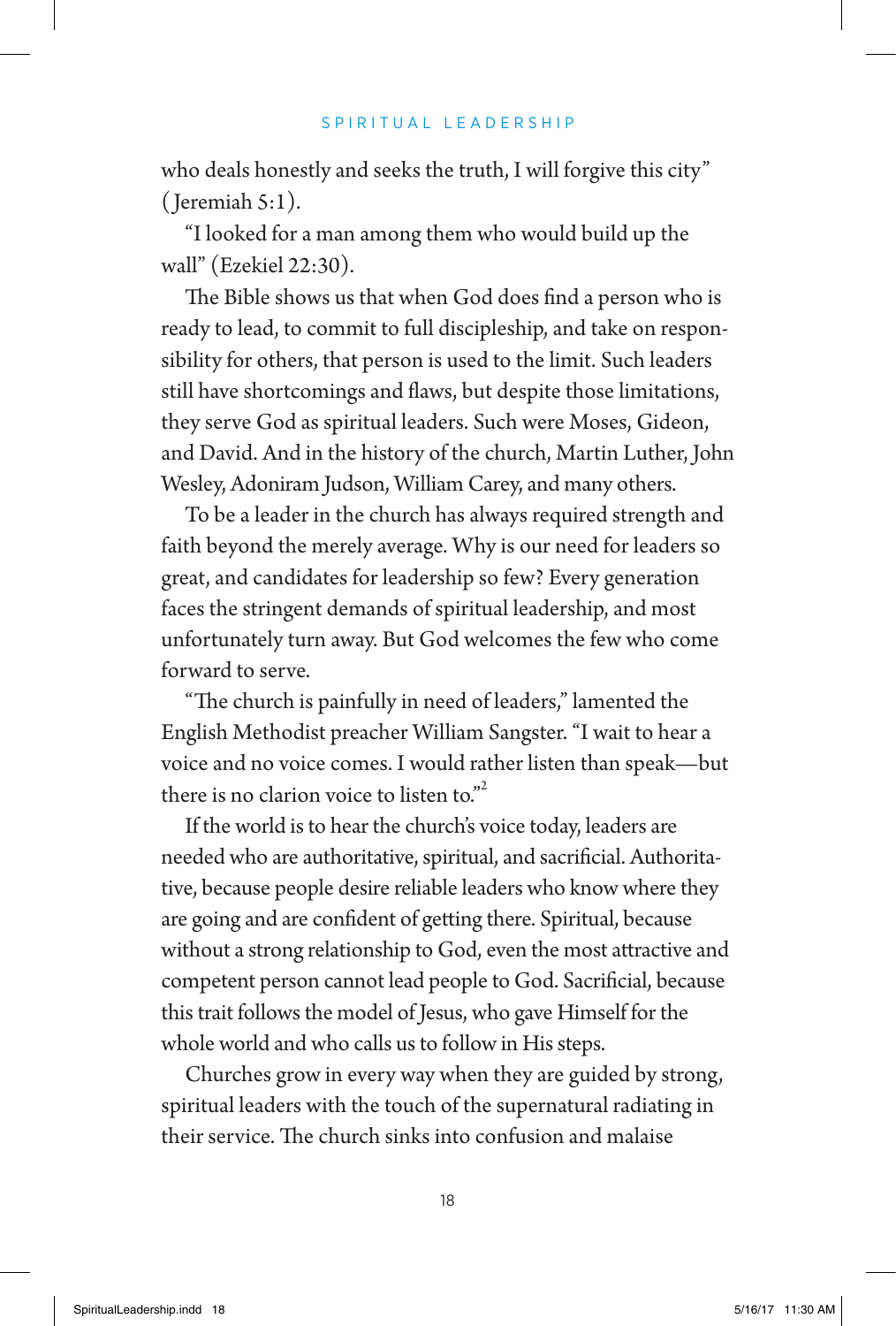who deals honestly and seeks the truth, I will forgive this city" (Jeremiah 5:1).

"I looked for a man among them who would build up the wall" (Ezekiel 22:30).

The Bible shows us that when God does find a person who is ready to lead, to commit to full discipleship, and take on responsibility for others, that person is used to the limit. Such leaders still have shortcomings and flaws, but despite those limitations, they serve God as spiritual leaders. Such were Moses, Gideon, and David. And in the history of the church, Martin Luther, John Wesley, Adoniram Judson, William Carey, and many others.

To be a leader in the church has always required strength and faith beyond the merely average. Why is our need for leaders so great, and candidates for leadership so few? Every generation faces the stringent demands of spiritual leadership, and most unfortunately turn away. But God welcomes the few who come forward to serve.

"The church is painfully in need of leaders," lamented the English Methodist preacher William Sangster. "I wait to hear a voice and no voice comes. I would rather listen than speak—but there is no clarion voice to listen to."[2]

If the world is to hear the church's voice today, leaders are needed who are authoritative, spiritual, and sacrificial. Authoritative, because people desire reliable leaders who know where they are going and are confident of getting there. Spiritual, because without a strong relationship to God, even the most attractive and competent person cannot lead people to God. Sacrificial, because this trait follows the model of Jesus, who gave Himself for the whole world and who calls us to follow in His steps.

Churches grow in every way when they are guided by strong, spiritual leaders with the touch of the supernatural radiating in their service. The church sinks into confusion and malaise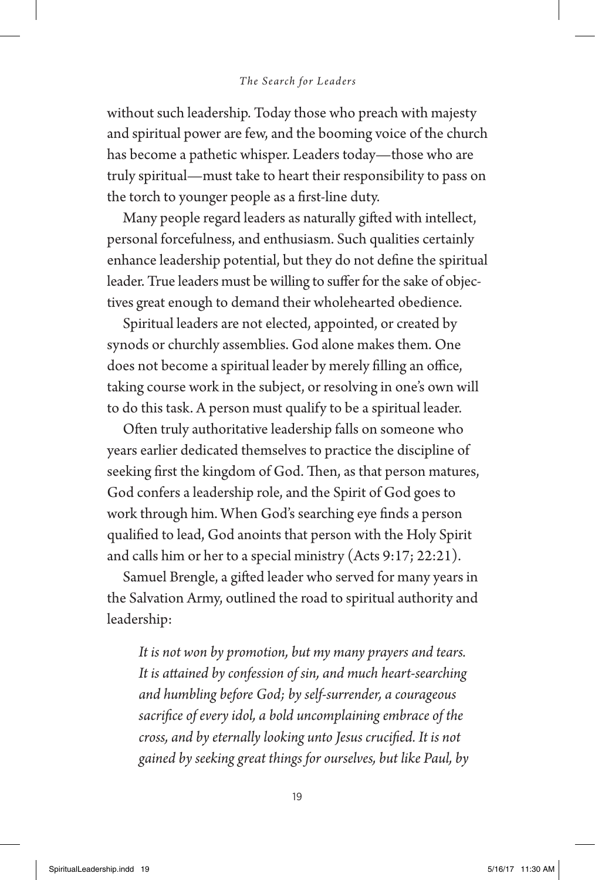without such leadership. Today those who preach with majesty and spiritual power are few, and the booming voice of the church has become a pathetic whisper. Leaders today—those who are truly spiritual—must take to heart their responsibility to pass on the torch to younger people as a first-line duty.

Many people regard leaders as naturally gifted with intellect, personal forcefulness, and enthusiasm. Such qualities certainly enhance leadership potential, but they do not define the spiritual leader. True leaders must be willing to suffer for the sake of objectives great enough to demand their wholehearted obedience.

Spiritual leaders are not elected, appointed, or created by synods or churchly assemblies. God alone makes them. One does not become a spiritual leader by merely filling an office, taking course work in the subject, or resolving in one's own will to do this task. A person must qualify to be a spiritual leader.

Often truly authoritative leadership falls on someone who years earlier dedicated themselves to practice the discipline of seeking first the kingdom of God. Then, as that person matures, God confers a leadership role, and the Spirit of God goes to work through him. When God's searching eye finds a person qualified to lead, God anoints that person with the Holy Spirit and calls him or her to a special ministry (Acts 9:17; 22:21).

Samuel Brengle, a gifted leader who served for many years in the Salvation Army, outlined the road to spiritual authority and leadership:

> *It is not won by promotion, but my many prayers and tears. It is attained by confession of sin, and much heart-searching and humbling before God; by self-surrender, a courageous sacrifice of every idol, a bold uncomplaining embrace of the cross, and by eternally looking unto Jesus crucified. It is not gained by seeking great things for ourselves, but like Paul, by*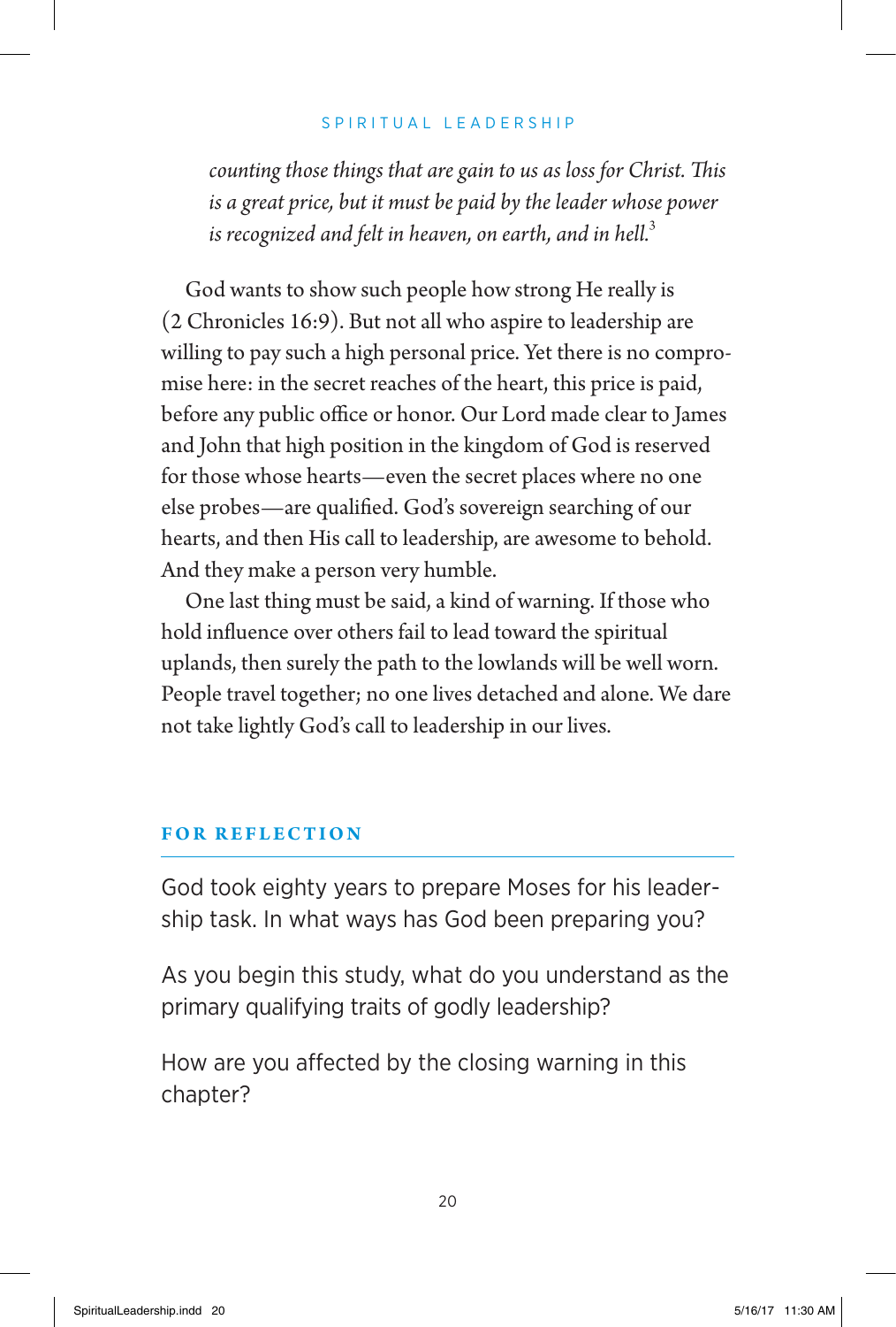*counting those things that are gain to us as loss for Christ. This is a great price, but it must be paid by the leader whose power is recognized and felt in heaven, on earth, and in hell.*[3]

God wants to show such people how strong He really is (2 Chronicles 16:9). But not all who aspire to leadership are willing to pay such a high personal price. Yet there is no compromise here: in the secret reaches of the heart, this price is paid, before any public office or honor. Our Lord made clear to James and John that high position in the kingdom of God is reserved for those whose hearts—even the secret places where no one else probes—are qualified. God's sovereign searching of our hearts, and then His call to leadership, are awesome to behold. And they make a person very humble.

One last thing must be said, a kind of warning. If those who hold influence over others fail to lead toward the spiritual uplands, then surely the path to the lowlands will be well worn. People travel together; no one lives detached and alone. We dare not take lightly God's call to leadership in our lives.

## FOR REFLECTION

God took eighty years to prepare Moses for his leadership task. In what ways has God been preparing you?

As you begin this study, what do you understand as the primary qualifying traits of godly leadership?

How are you affected by the closing warning in this chapter?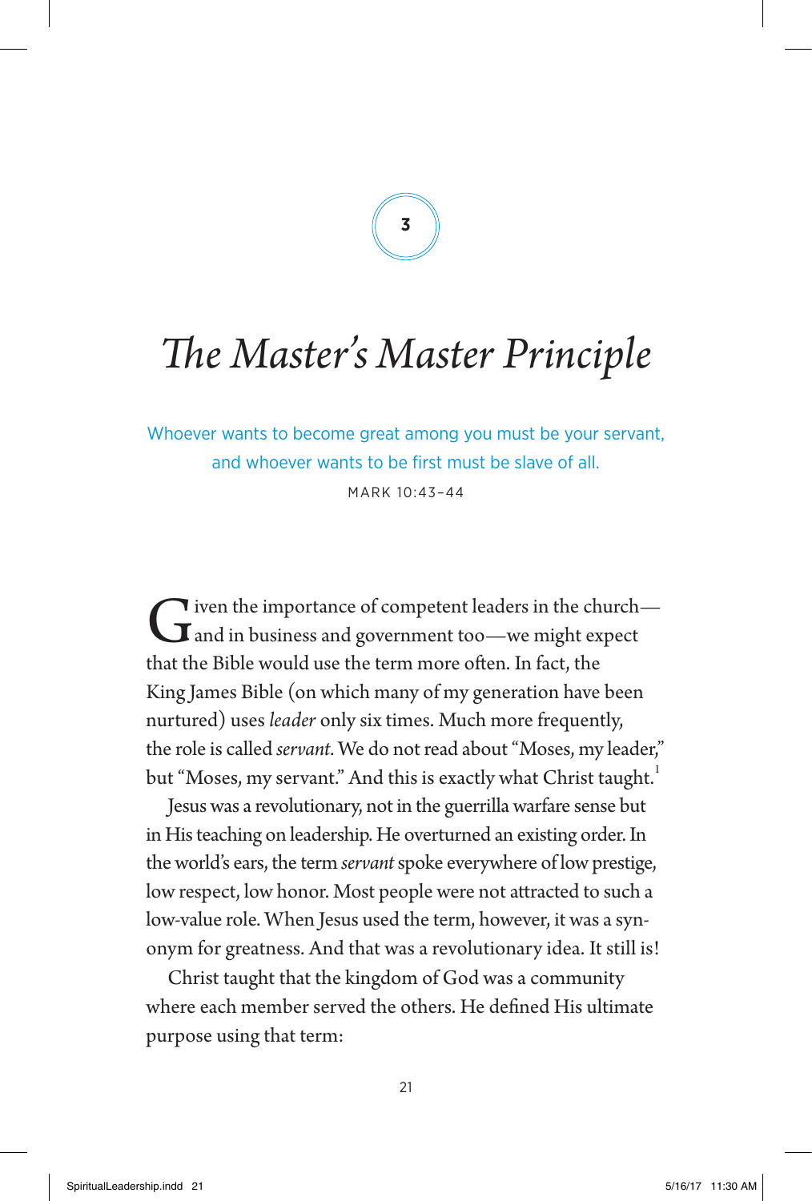3

# *The Master's Master Principle*

Whoever wants to become great among you must be your servant, and whoever wants to be first must be slave of all.

MARK 10:43–44

Given the importance of competent leaders in the church—and in business and government too—we might expect that the Bible would use the term more often. In fact, the King James Bible (on which many of my generation have been nurtured) uses *leader* only six times. Much more frequently, the role is called *servant*. We do not read about "Moses, my leader," but "Moses, my servant." And this is exactly what Christ taught.[1]

Jesus was a revolutionary, not in the guerrilla warfare sense but in His teaching on leadership. He overturned an existing order. In the world's ears, the term *servant* spoke everywhere of low prestige, low respect, low honor. Most people were not attracted to such a low-value role. When Jesus used the term, however, it was a synonym for greatness. And that was a revolutionary idea. It still is!

Christ taught that the kingdom of God was a community where each member served the others. He defined His ultimate purpose using that term: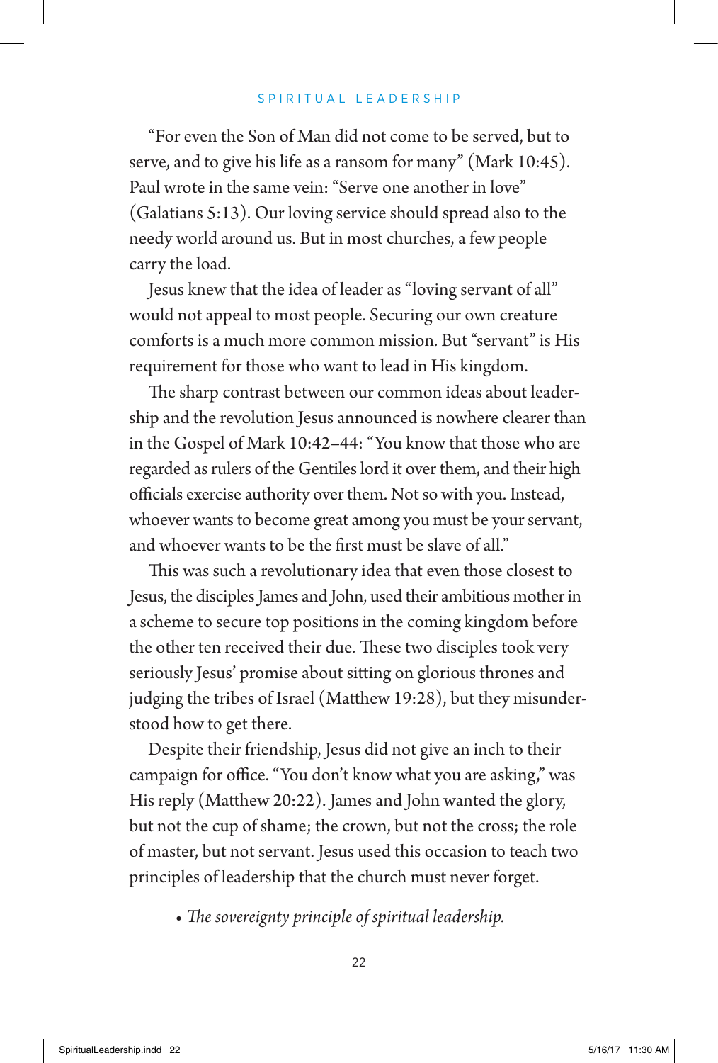"For even the Son of Man did not come to be served, but to serve, and to give his life as a ransom for many" (Mark 10:45). Paul wrote in the same vein: "Serve one another in love" (Galatians 5:13). Our loving service should spread also to the needy world around us. But in most churches, a few people carry the load.

Jesus knew that the idea of leader as "loving servant of all" would not appeal to most people. Securing our own creature comforts is a much more common mission. But "servant" is His requirement for those who want to lead in His kingdom.

The sharp contrast between our common ideas about leadership and the revolution Jesus announced is nowhere clearer than in the Gospel of Mark 10:42–44: "You know that those who are regarded as rulers of the Gentiles lord it over them, and their high officials exercise authority over them. Not so with you. Instead, whoever wants to become great among you must be your servant, and whoever wants to be the first must be slave of all."

This was such a revolutionary idea that even those closest to Jesus, the disciples James and John, used their ambitious mother in a scheme to secure top positions in the coming kingdom before the other ten received their due. These two disciples took very seriously Jesus' promise about sitting on glorious thrones and judging the tribes of Israel (Matthew 19:28), but they misunderstood how to get there.

Despite their friendship, Jesus did not give an inch to their campaign for office. "You don't know what you are asking," was His reply (Matthew 20:22). James and John wanted the glory, but not the cup of shame; the crown, but not the cross; the role of master, but not servant. Jesus used this occasion to teach two principles of leadership that the church must never forget.

- *The sovereignty principle of spiritual leadership.*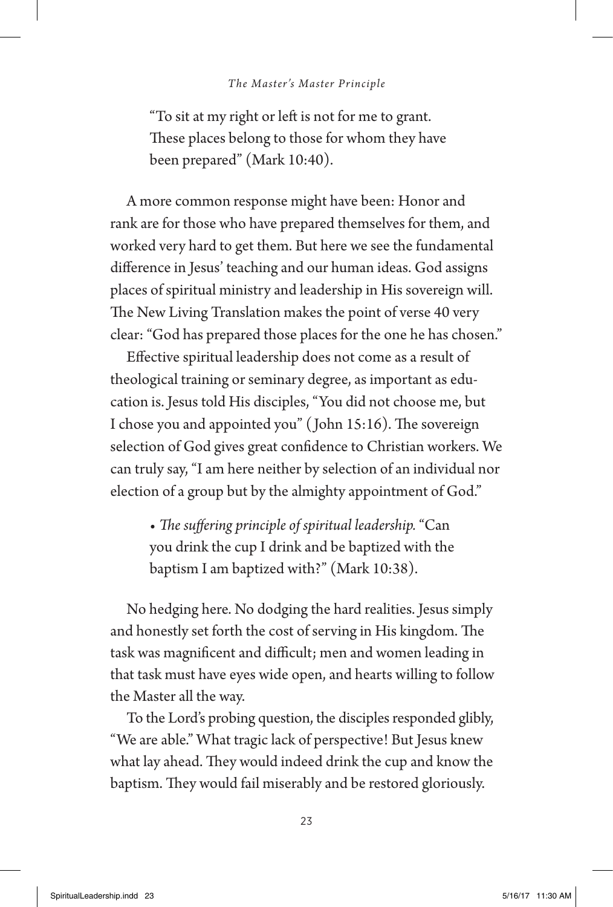"To sit at my right or left is not for me to grant. These places belong to those for whom they have been prepared" (Mark 10:40).

A more common response might have been: Honor and rank are for those who have prepared themselves for them, and worked very hard to get them. But here we see the fundamental difference in Jesus' teaching and our human ideas. God assigns places of spiritual ministry and leadership in His sovereign will. The New Living Translation makes the point of verse 40 very clear: "God has prepared those places for the one he has chosen."

Effective spiritual leadership does not come as a result of theological training or seminary degree, as important as education is. Jesus told His disciples, "You did not choose me, but I chose you and appointed you" (John 15:16). The sovereign selection of God gives great confidence to Christian workers. We can truly say, "I am here neither by selection of an individual nor election of a group but by the almighty appointment of God."

- *The suffering principle of spiritual leadership.* "Can you drink the cup I drink and be baptized with the baptism I am baptized with?" (Mark 10:38).

No hedging here. No dodging the hard realities. Jesus simply and honestly set forth the cost of serving in His kingdom. The task was magnificent and difficult; men and women leading in that task must have eyes wide open, and hearts willing to follow the Master all the way.

To the Lord's probing question, the disciples responded glibly, "We are able." What tragic lack of perspective! But Jesus knew what lay ahead. They would indeed drink the cup and know the baptism. They would fail miserably and be restored gloriously.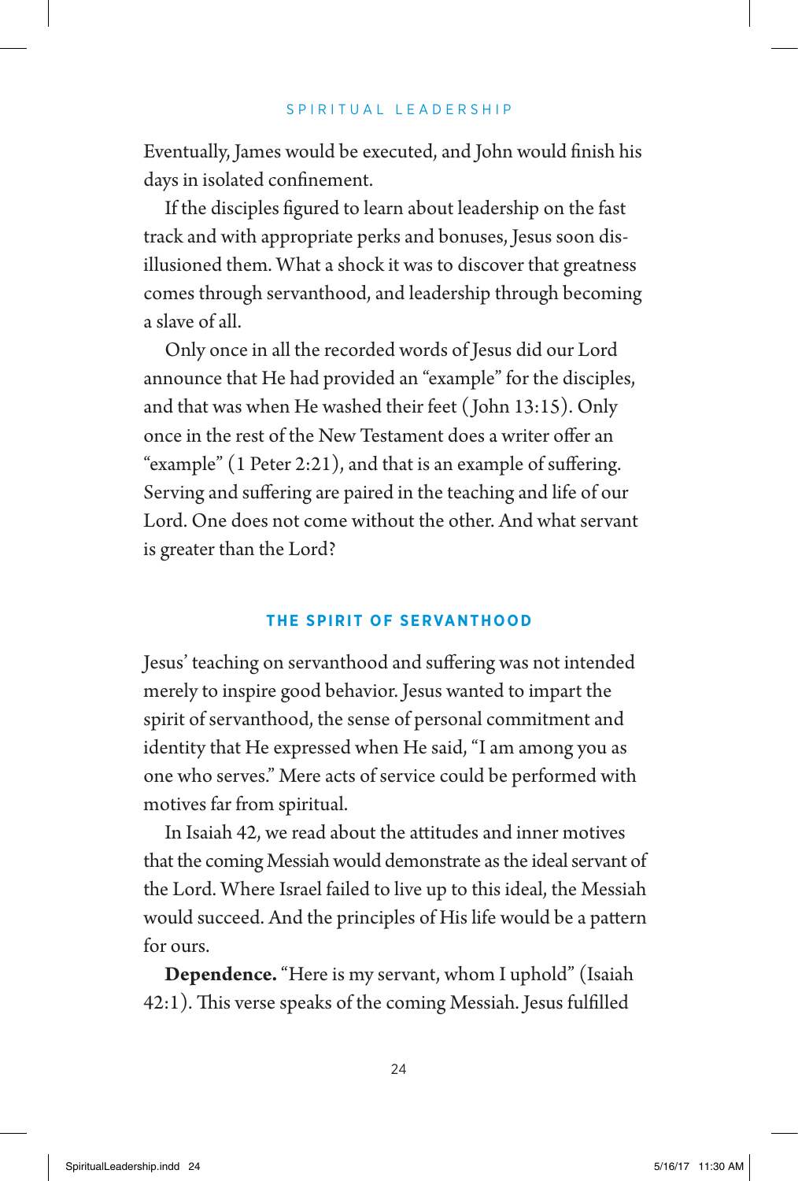Eventually, James would be executed, and John would finish his days in isolated confinement.

If the disciples figured to learn about leadership on the fast track and with appropriate perks and bonuses, Jesus soon disillusioned them. What a shock it was to discover that greatness comes through servanthood, and leadership through becoming a slave of all.

Only once in all the recorded words of Jesus did our Lord announce that He had provided an "example" for the disciples, and that was when He washed their feet (John 13:15). Only once in the rest of the New Testament does a writer offer an "example" (1 Peter 2:21), and that is an example of suffering. Serving and suffering are paired in the teaching and life of our Lord. One does not come without the other. And what servant is greater than the Lord?

## THE SPIRIT OF SERVANTHOOD

Jesus' teaching on servanthood and suffering was not intended merely to inspire good behavior. Jesus wanted to impart the spirit of servanthood, the sense of personal commitment and identity that He expressed when He said, "I am among you as one who serves." Mere acts of service could be performed with motives far from spiritual.

In Isaiah 42, we read about the attitudes and inner motives that the coming Messiah would demonstrate as the ideal servant of the Lord. Where Israel failed to live up to this ideal, the Messiah would succeed. And the principles of His life would be a pattern for ours.

**Dependence.** "Here is my servant, whom I uphold" (Isaiah 42:1). This verse speaks of the coming Messiah. Jesus fulfilled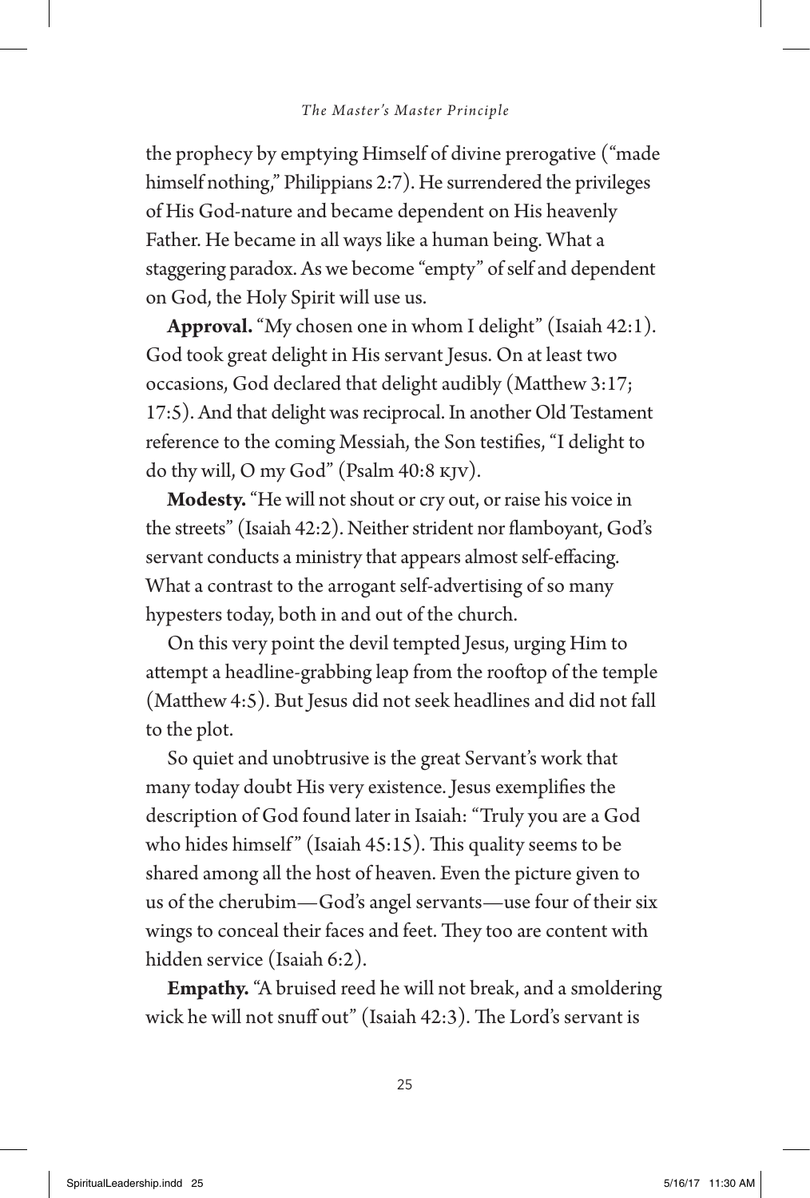the prophecy by emptying Himself of divine prerogative ("made himself nothing," Philippians 2:7). He surrendered the privileges of His God-nature and became dependent on His heavenly Father. He became in all ways like a human being. What a staggering paradox. As we become "empty" of self and dependent on God, the Holy Spirit will use us.

**Approval.** "My chosen one in whom I delight" (Isaiah 42:1). God took great delight in His servant Jesus. On at least two occasions, God declared that delight audibly (Matthew 3:17; 17:5). And that delight was reciprocal. In another Old Testament reference to the coming Messiah, the Son testifies, "I delight to do thy will, O my God" (Psalm 40:8 KJV).

**Modesty.** "He will not shout or cry out, or raise his voice in the streets" (Isaiah 42:2). Neither strident nor flamboyant, God's servant conducts a ministry that appears almost self-effacing. What a contrast to the arrogant self-advertising of so many hypesters today, both in and out of the church.

On this very point the devil tempted Jesus, urging Him to attempt a headline-grabbing leap from the rooftop of the temple (Matthew 4:5). But Jesus did not seek headlines and did not fall to the plot.

So quiet and unobtrusive is the great Servant's work that many today doubt His very existence. Jesus exemplifies the description of God found later in Isaiah: "Truly you are a God who hides himself" (Isaiah 45:15). This quality seems to be shared among all the host of heaven. Even the picture given to us of the cherubim—God's angel servants—use four of their six wings to conceal their faces and feet. They too are content with hidden service (Isaiah 6:2).

**Empathy.** "A bruised reed he will not break, and a smoldering wick he will not snuff out" (Isaiah 42:3). The Lord's servant is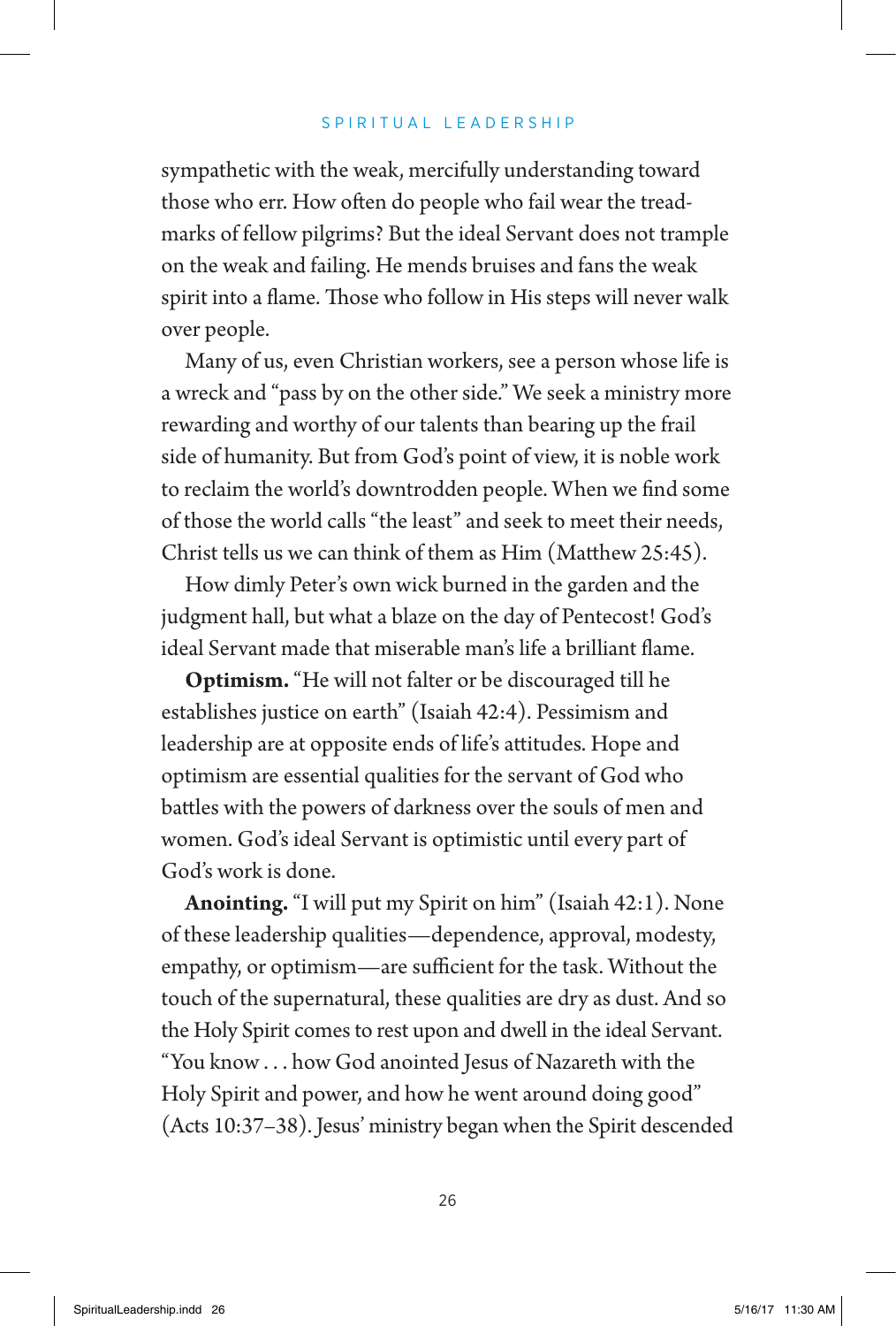sympathetic with the weak, mercifully understanding toward those who err. How often do people who fail wear the tread-marks of fellow pilgrims? But the ideal Servant does not trample on the weak and failing. He mends bruises and fans the weak spirit into a flame. Those who follow in His steps will never walk over people.

Many of us, even Christian workers, see a person whose life is a wreck and "pass by on the other side." We seek a ministry more rewarding and worthy of our talents than bearing up the frail side of humanity. But from God's point of view, it is noble work to reclaim the world's downtrodden people. When we find some of those the world calls "the least" and seek to meet their needs, Christ tells us we can think of them as Him (Matthew 25:45).

How dimly Peter's own wick burned in the garden and the judgment hall, but what a blaze on the day of Pentecost! God's ideal Servant made that miserable man's life a brilliant flame.

**Optimism.** "He will not falter or be discouraged till he establishes justice on earth" (Isaiah 42:4). Pessimism and leadership are at opposite ends of life's attitudes. Hope and optimism are essential qualities for the servant of God who battles with the powers of darkness over the souls of men and women. God's ideal Servant is optimistic until every part of God's work is done.

**Anointing.** "I will put my Spirit on him" (Isaiah 42:1). None of these leadership qualities—dependence, approval, modesty, empathy, or optimism—are sufficient for the task. Without the touch of the supernatural, these qualities are dry as dust. And so the Holy Spirit comes to rest upon and dwell in the ideal Servant. "You know . . . how God anointed Jesus of Nazareth with the Holy Spirit and power, and how he went around doing good" (Acts 10:37–38). Jesus' ministry began when the Spirit descended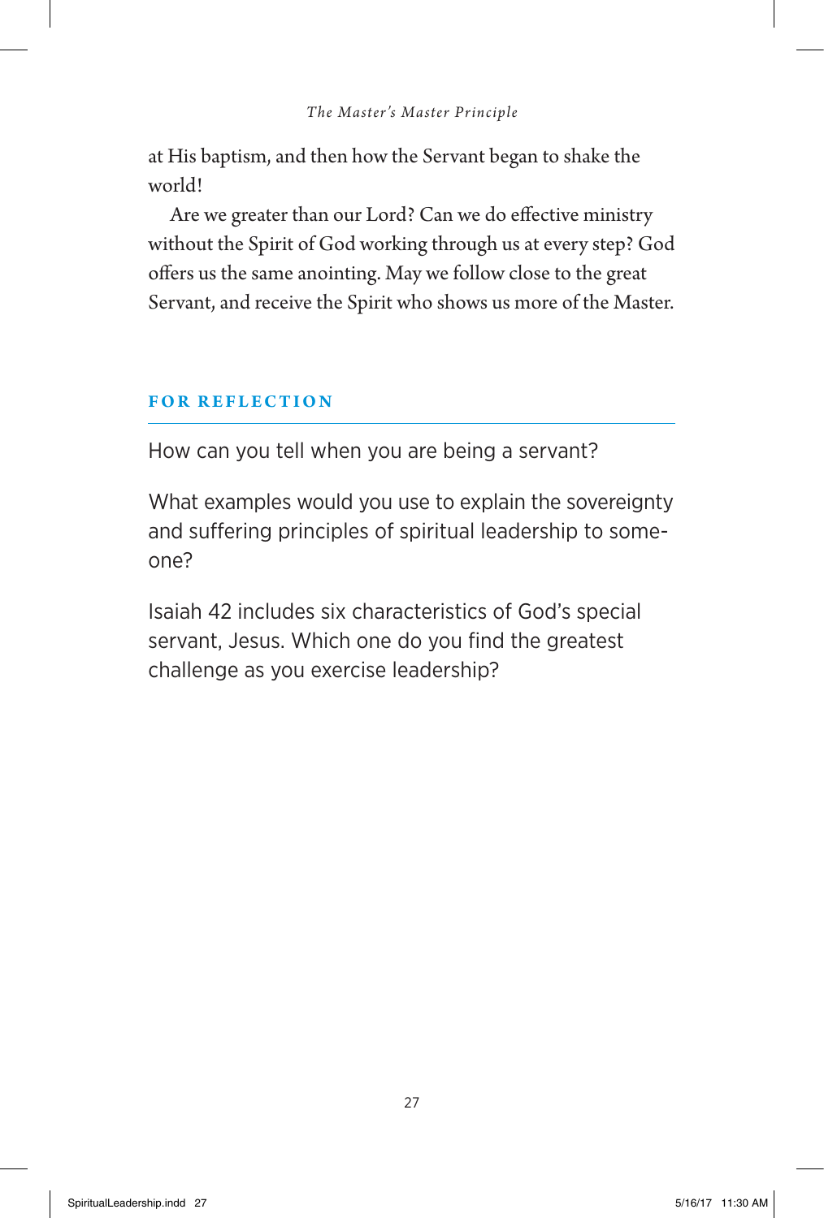at His baptism, and then how the Servant began to shake the world!

Are we greater than our Lord? Can we do effective ministry without the Spirit of God working through us at every step? God offers us the same anointing. May we follow close to the great Servant, and receive the Spirit who shows us more of the Master.

## FOR REFLECTION

How can you tell when you are being a servant?

What examples would you use to explain the sovereignty and suffering principles of spiritual leadership to someone?

Isaiah 42 includes six characteristics of God's special servant, Jesus. Which one do you find the greatest challenge as you exercise leadership?